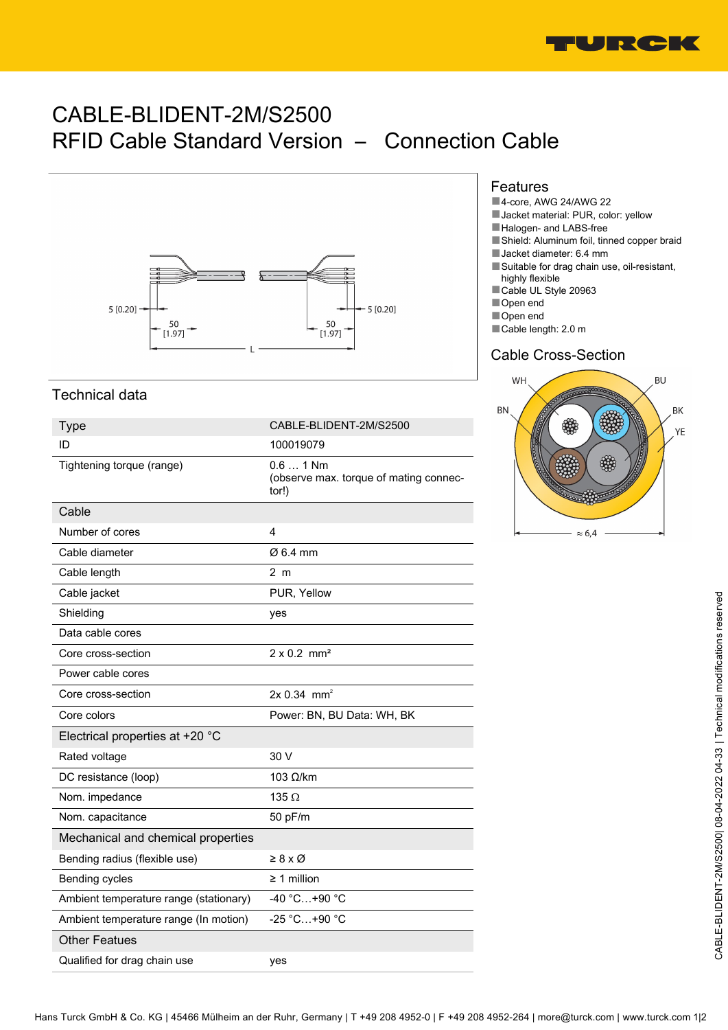# CABLE-BLIDENT-2M/S2500
# RFID Cable Standard Version – Connection Cable

## Features

- 4-core, AWG 24/AWG 22
- Jacket material: PUR, color: yellow
- Halogen- and LABS-free
- Shield: Aluminum foil, tinned copper braid
- Jacket diameter: 6.4 mm
- Suitable for drag chain use, oil-resistant, highly flexible
- Cable UL Style 20963
- Open end
- Open end
- Cable length: 2.0 m

## Cable Cross-Section

## Technical data

| Type | CABLE-BLIDENT-2M/S2500 |
|---|---|
| ID | 100019079 |
| Tightening torque (range) | 0.6 … 1 Nm (observe max. torque of mating connector!) |
| **Cable** | |
| Number of cores | 4 |
| Cable diameter | Ø 6.4 mm |
| Cable length | 2 m |
| Cable jacket | PUR, Yellow |
| Shielding | yes |
| Data cable cores | |
| Core cross-section | 2 x 0.2 mm² |
| Power cable cores | |
| Core cross-section | 2x 0.34 mm² |
| Core colors | Power: BN, BU Data: WH, BK |
| **Electrical properties at +20 °C** | |
| Rated voltage | 30 V |
| DC resistance (loop) | 103 Ω/km |
| Nom. impedance | 135 Ω |
| Nom. capacitance | 50 pF/m |
| **Mechanical and chemical properties** | |
| Bending radius (flexible use) | ≥ 8 x Ø |
| Bending cycles | ≥ 1 million |
| Ambient temperature range (stationary) | -40 °C…+90 °C |
| Ambient temperature range (In motion) | -25 °C…+90 °C |
| **Other Featues** | |
| Qualified for drag chain use | yes |

Hans Turck GmbH & Co. KG | 45466 Mülheim an der Ruhr, Germany | T +49 208 4952-0 | F +49 208 4952-264 | more@turck.com | www.turck.com

CABLE-BLIDENT-2M/S2500| 08-04-2022 04-33 | Technical modifications reserved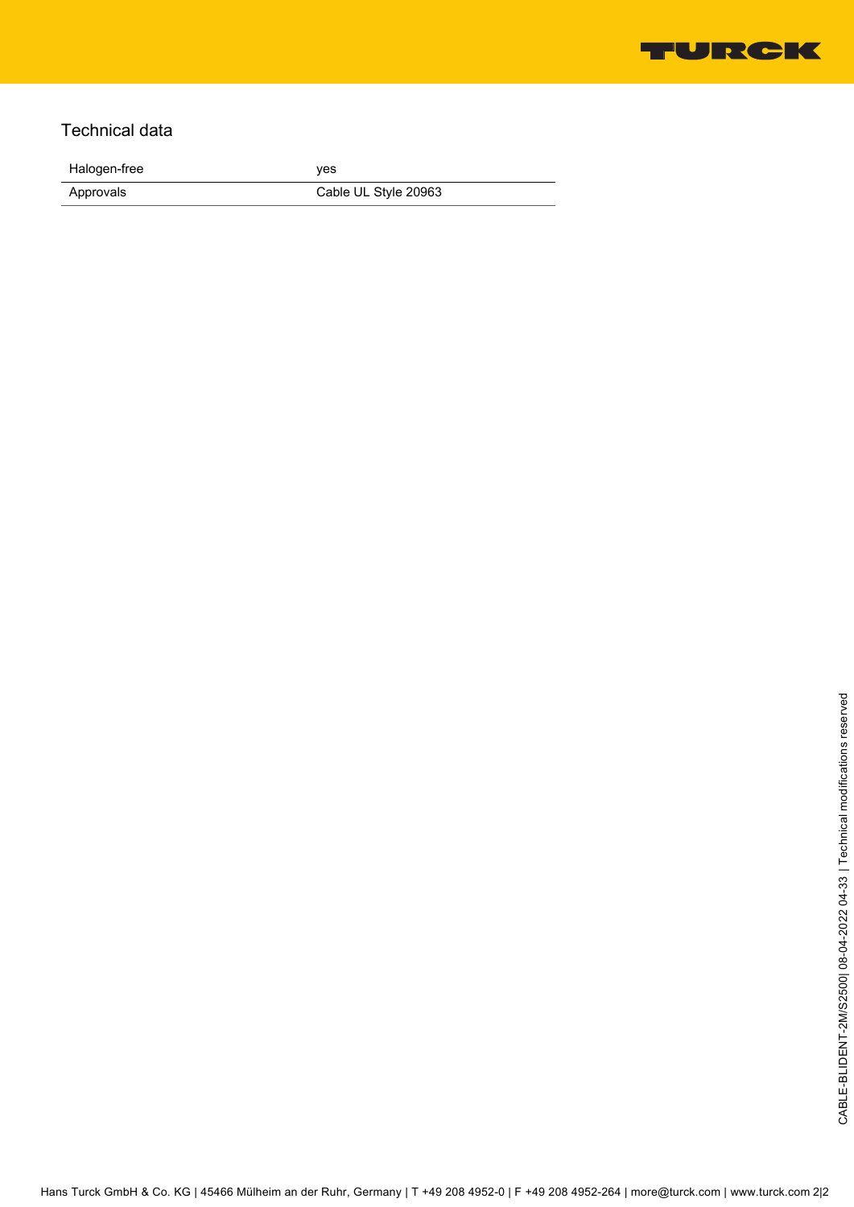## Technical data

| | |
|---|---|
| Halogen-free | yes |
| Approvals | Cable UL Style 20963 |